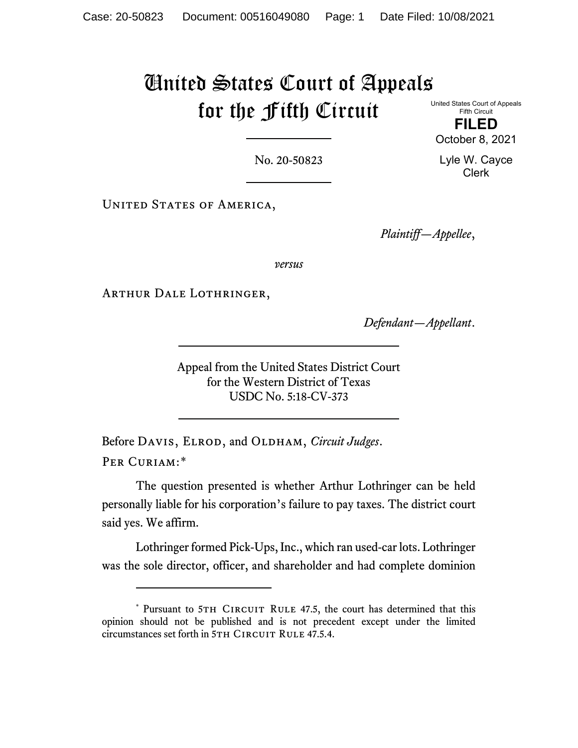# United States Court of Appeals for the Fifth Circuit

United States Court of Appeals
Fifth Circuit

**FILED**

October 8, 2021

Lyle W. Cayce
Clerk

No. 20-50823

United States of America,

*Plaintiff—Appellee*,

*versus*

Arthur Dale Lothringer,

*Defendant—Appellant*.

Appeal from the United States District Court
for the Western District of Texas
USDC No. 5:18-CV-373

Before Davis, Elrod, and Oldham, *Circuit Judges*.

Per Curiam:*

The question presented is whether Arthur Lothringer can be held personally liable for his corporation's failure to pay taxes. The district court said yes. We affirm.

Lothringer formed Pick-Ups, Inc., which ran used-car lots. Lothringer was the sole director, officer, and shareholder and had complete dominion

---

* Pursuant to 5th Circuit Rule 47.5, the court has determined that this opinion should not be published and is not precedent except under the limited circumstances set forth in 5th Circuit Rule 47.5.4.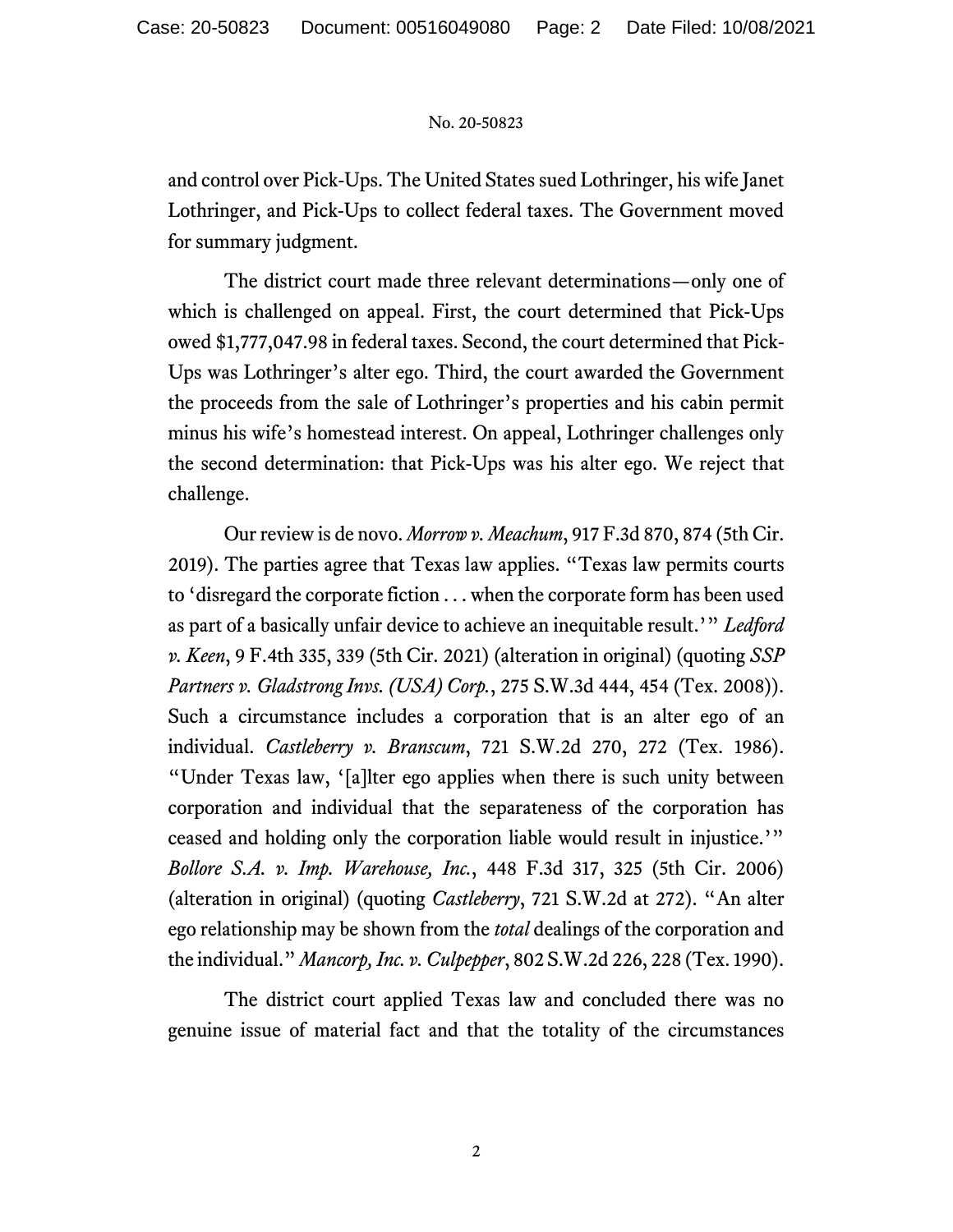and control over Pick-Ups. The United States sued Lothringer, his wife Janet Lothringer, and Pick-Ups to collect federal taxes. The Government moved for summary judgment.

The district court made three relevant determinations—only one of which is challenged on appeal. First, the court determined that Pick-Ups owed $1,777,047.98 in federal taxes. Second, the court determined that Pick-Ups was Lothringer's alter ego. Third, the court awarded the Government the proceeds from the sale of Lothringer's properties and his cabin permit minus his wife's homestead interest. On appeal, Lothringer challenges only the second determination: that Pick-Ups was his alter ego. We reject that challenge.

Our review is de novo. *Morrow v. Meachum*, 917 F.3d 870, 874 (5th Cir. 2019). The parties agree that Texas law applies. "Texas law permits courts to 'disregard the corporate fiction . . . when the corporate form has been used as part of a basically unfair device to achieve an inequitable result.'" *Ledford v. Keen*, 9 F.4th 335, 339 (5th Cir. 2021) (alteration in original) (quoting *SSP Partners v. Gladstrong Invs. (USA) Corp.*, 275 S.W.3d 444, 454 (Tex. 2008)). Such a circumstance includes a corporation that is an alter ego of an individual. *Castleberry v. Branscum*, 721 S.W.2d 270, 272 (Tex. 1986). "Under Texas law, '[a]lter ego applies when there is such unity between corporation and individual that the separateness of the corporation has ceased and holding only the corporation liable would result in injustice.'" *Bollore S.A. v. Imp. Warehouse, Inc.*, 448 F.3d 317, 325 (5th Cir. 2006) (alteration in original) (quoting *Castleberry*, 721 S.W.2d at 272). "An alter ego relationship may be shown from the *total* dealings of the corporation and the individual." *Mancorp, Inc. v. Culpepper*, 802 S.W.2d 226, 228 (Tex. 1990).

The district court applied Texas law and concluded there was no genuine issue of material fact and that the totality of the circumstances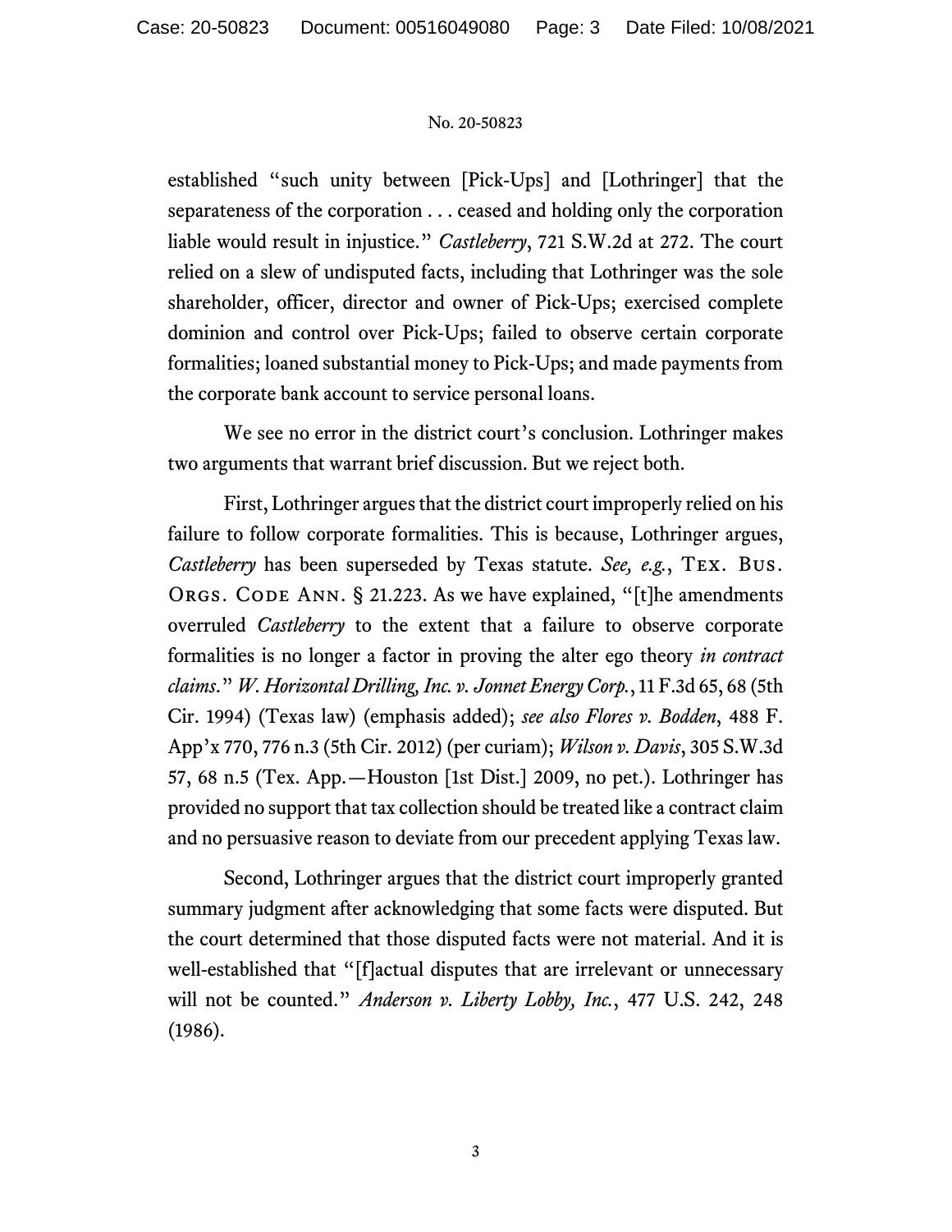established "such unity between [Pick-Ups] and [Lothringer] that the separateness of the corporation . . . ceased and holding only the corporation liable would result in injustice." *Castleberry*, 721 S.W.2d at 272. The court relied on a slew of undisputed facts, including that Lothringer was the sole shareholder, officer, director and owner of Pick-Ups; exercised complete dominion and control over Pick-Ups; failed to observe certain corporate formalities; loaned substantial money to Pick-Ups; and made payments from the corporate bank account to service personal loans.

We see no error in the district court's conclusion. Lothringer makes two arguments that warrant brief discussion. But we reject both.

First, Lothringer argues that the district court improperly relied on his failure to follow corporate formalities. This is because, Lothringer argues, *Castleberry* has been superseded by Texas statute. *See, e.g.*, TEX. BUS. ORGS. CODE ANN. § 21.223. As we have explained, "[t]he amendments overruled *Castleberry* to the extent that a failure to observe corporate formalities is no longer a factor in proving the alter ego theory *in contract claims*." *W. Horizontal Drilling, Inc. v. Jonnet Energy Corp.*, 11 F.3d 65, 68 (5th Cir. 1994) (Texas law) (emphasis added); *see also Flores v. Bodden*, 488 F. App'x 770, 776 n.3 (5th Cir. 2012) (per curiam); *Wilson v. Davis*, 305 S.W.3d 57, 68 n.5 (Tex. App.—Houston [1st Dist.] 2009, no pet.). Lothringer has provided no support that tax collection should be treated like a contract claim and no persuasive reason to deviate from our precedent applying Texas law.

Second, Lothringer argues that the district court improperly granted summary judgment after acknowledging that some facts were disputed. But the court determined that those disputed facts were not material. And it is well-established that "[f]actual disputes that are irrelevant or unnecessary will not be counted." *Anderson v. Liberty Lobby, Inc.*, 477 U.S. 242, 248 (1986).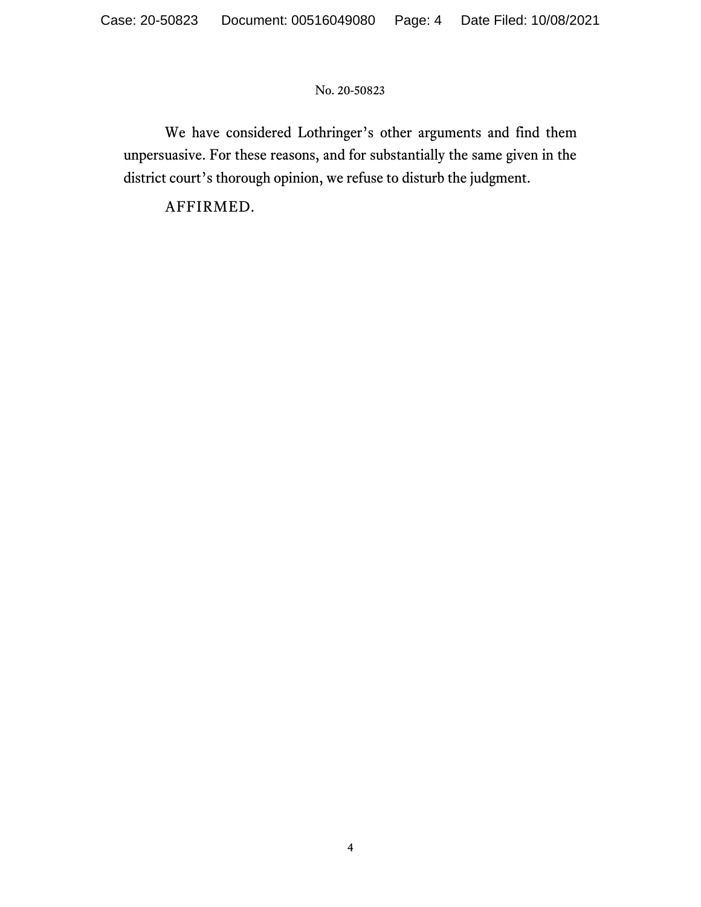We have considered Lothringer's other arguments and find them unpersuasive. For these reasons, and for substantially the same given in the district court's thorough opinion, we refuse to disturb the judgment.

AFFIRMED.